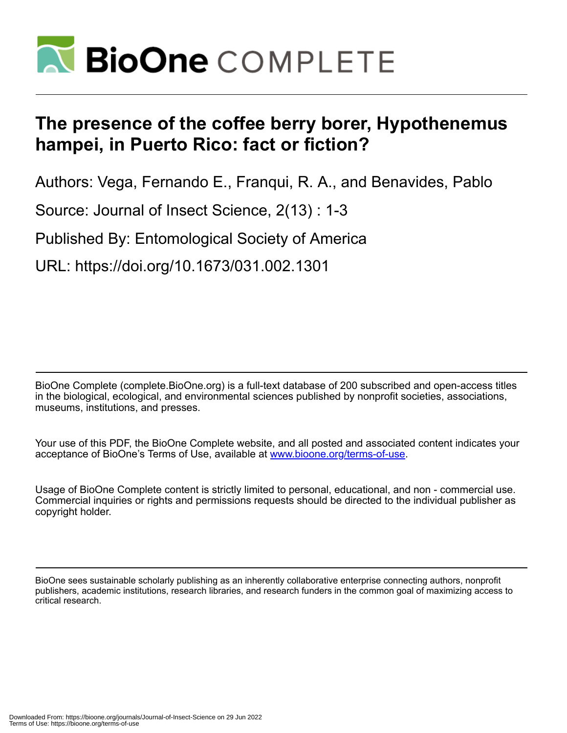# The presence of the coffee berry borer, Hypothenemus hampei, in Puerto Rico: fact or fiction?

Authors: Vega, Fernando E., Franqui, R. A., and Benavides, Pablo

Source: Journal of Insect Science, 2(13) : 1-3

Published By: Entomological Society of America

URL: https://doi.org/10.1673/031.002.1301

---

BioOne Complete (complete.BioOne.org) is a full-text database of 200 subscribed and open-access titles in the biological, ecological, and environmental sciences published by nonprofit societies, associations, museums, institutions, and presses.

Your use of this PDF, the BioOne Complete website, and all posted and associated content indicates your acceptance of BioOne's Terms of Use, available at www.bioone.org/terms-of-use.

Usage of BioOne Complete content is strictly limited to personal, educational, and non - commercial use. Commercial inquiries or rights and permissions requests should be directed to the individual publisher as copyright holder.

---

BioOne sees sustainable scholarly publishing as an inherently collaborative enterprise connecting authors, nonprofit publishers, academic institutions, research libraries, and research funders in the common goal of maximizing access to critical research.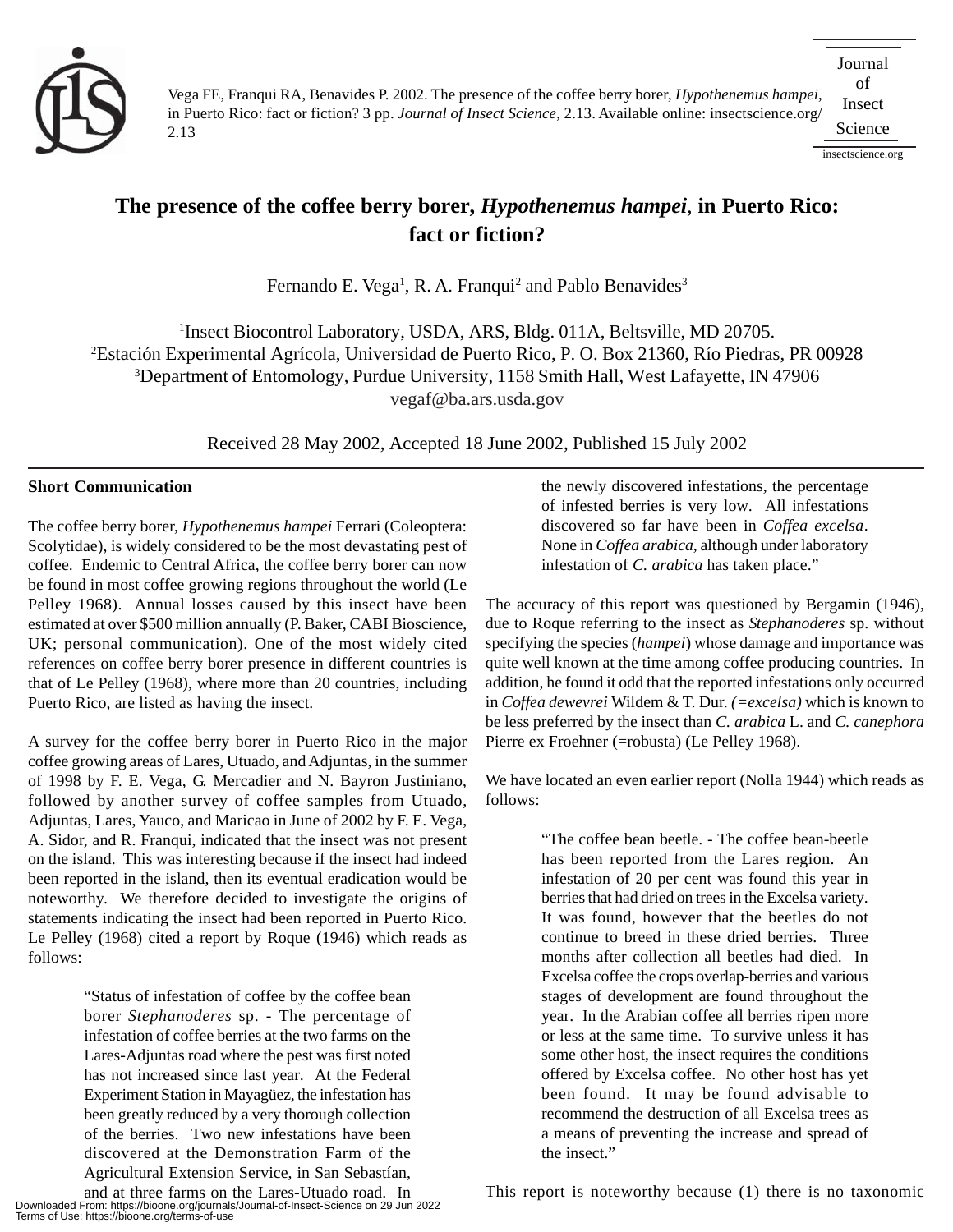Vega FE, Franqui RA, Benavides P. 2002. The presence of the coffee berry borer, *Hypothenemus hampei*, in Puerto Rico: fact or fiction? 3 pp. *Journal of Insect Science*, 2.13. Available online: insectscience.org/2.13

# The presence of the coffee berry borer, *Hypothenemus hampei*, in Puerto Rico: fact or fiction?

Fernando E. Vega[1], R. A. Franqui[2] and Pablo Benavides[3]

[1]Insect Biocontrol Laboratory, USDA, ARS, Bldg. 011A, Beltsville, MD 20705.
[2]Estación Experimental Agrícola, Universidad de Puerto Rico, P. O. Box 21360, Río Piedras, PR 00928
[3]Department of Entomology, Purdue University, 1158 Smith Hall, West Lafayette, IN 47906
vegaf@ba.ars.usda.gov

Received 28 May 2002, Accepted 18 June 2002, Published 15 July 2002

## Short Communication

The coffee berry borer, *Hypothenemus hampei* Ferrari (Coleoptera: Scolytidae), is widely considered to be the most devastating pest of coffee. Endemic to Central Africa, the coffee berry borer can now be found in most coffee growing regions throughout the world (Le Pelley 1968). Annual losses caused by this insect have been estimated at over $500 million annually (P. Baker, CABI Bioscience, UK; personal communication). One of the most widely cited references on coffee berry borer presence in different countries is that of Le Pelley (1968), where more than 20 countries, including Puerto Rico, are listed as having the insect.

A survey for the coffee berry borer in Puerto Rico in the major coffee growing areas of Lares, Utuado, and Adjuntas, in the summer of 1998 by F. E. Vega, G. Mercadier and N. Bayron Justiniano, followed by another survey of coffee samples from Utuado, Adjuntas, Lares, Yauco, and Maricao in June of 2002 by F. E. Vega, A. Sidor, and R. Franqui, indicated that the insect was not present on the island. This was interesting because if the insect had indeed been reported in the island, then its eventual eradication would be noteworthy. We therefore decided to investigate the origins of statements indicating the insect had been reported in Puerto Rico. Le Pelley (1968) cited a report by Roque (1946) which reads as follows:

> "Status of infestation of coffee by the coffee bean borer *Stephanoderes* sp. - The percentage of infestation of coffee berries at the two farms on the Lares-Adjuntas road where the pest was first noted has not increased since last year. At the Federal Experiment Station in Mayagüez, the infestation has been greatly reduced by a very thorough collection of the berries. Two new infestations have been discovered at the Demonstration Farm of the Agricultural Extension Service, in San Sebastían, and at three farms on the Lares-Utuado road. In the newly discovered infestations, the percentage of infested berries is very low. All infestations discovered so far have been in *Coffea excelsa*. None in *Coffea arabica*, although under laboratory infestation of *C. arabica* has taken place."

The accuracy of this report was questioned by Bergamin (1946), due to Roque referring to the insect as *Stephanoderes* sp. without specifying the species (*hampei*) whose damage and importance was quite well known at the time among coffee producing countries. In addition, he found it odd that the reported infestations only occurred in *Coffea dewevrei* Wildem & T. Dur. *(=excelsa)* which is known to be less preferred by the insect than *C. arabica* L. and *C. canephora* Pierre ex Froehner (=robusta) (Le Pelley 1968).

We have located an even earlier report (Nolla 1944) which reads as follows:

> "The coffee bean beetle. - The coffee bean-beetle has been reported from the Lares region. An infestation of 20 per cent was found this year in berries that had dried on trees in the Excelsa variety. It was found, however that the beetles do not continue to breed in these dried berries. Three months after collection all beetles had died. In Excelsa coffee the crops overlap-berries and various stages of development are found throughout the year. In the Arabian coffee all berries ripen more or less at the same time. To survive unless it has some other host, the insect requires the conditions offered by Excelsa coffee. No other host has yet been found. It may be found advisable to recommend the destruction of all Excelsa trees as a means of preventing the increase and spread of the insect."

This report is noteworthy because (1) there is no taxonomic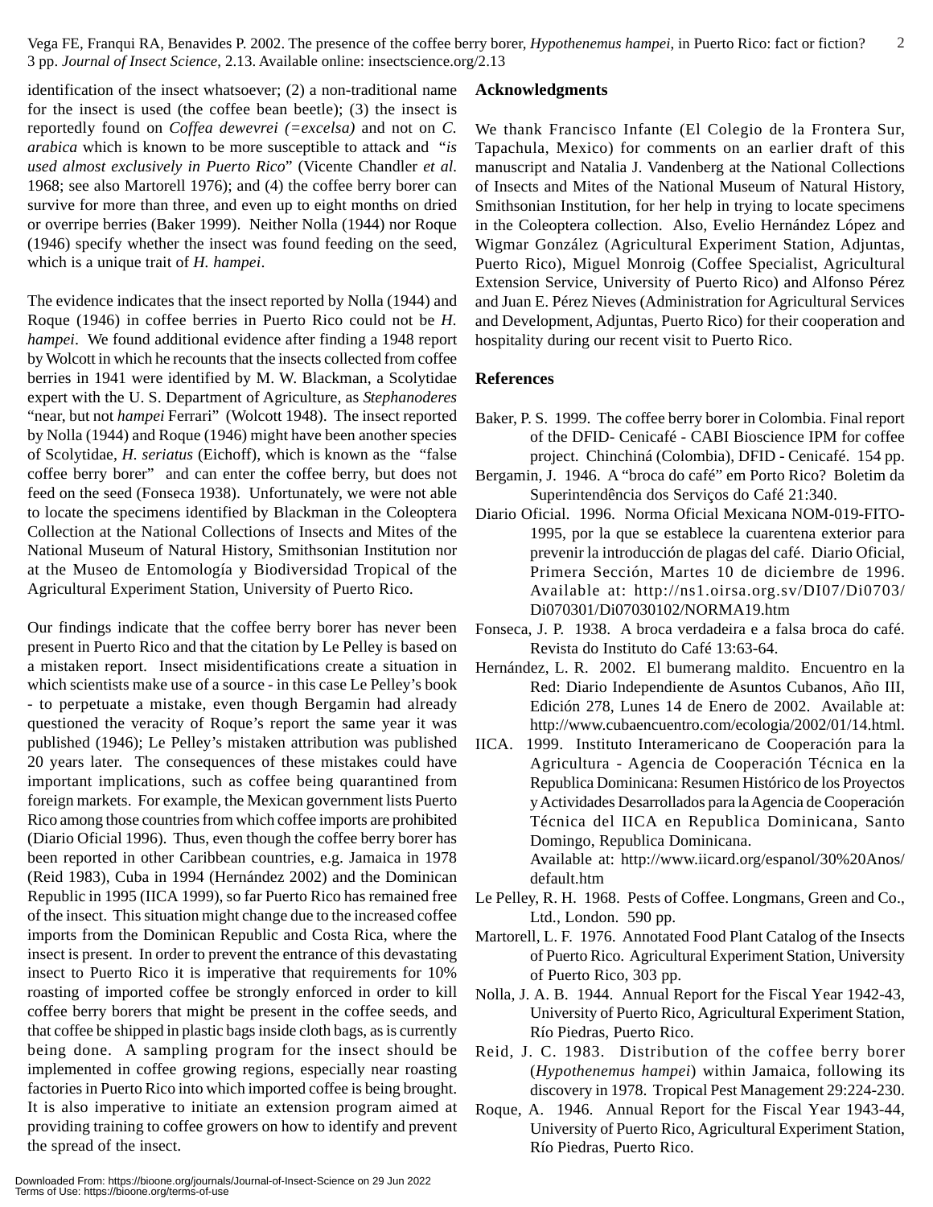identification of the insect whatsoever; (2) a non-traditional name for the insect is used (the coffee bean beetle); (3) the insect is reportedly found on *Coffea dewevrei (=excelsa)* and not on *C. arabica* which is known to be more susceptible to attack and "*is used almost exclusively in Puerto Rico*" (Vicente Chandler *et al.* 1968; see also Martorell 1976); and (4) the coffee berry borer can survive for more than three, and even up to eight months on dried or overripe berries (Baker 1999). Neither Nolla (1944) nor Roque (1946) specify whether the insect was found feeding on the seed, which is a unique trait of *H. hampei*.

The evidence indicates that the insect reported by Nolla (1944) and Roque (1946) in coffee berries in Puerto Rico could not be *H. hampei*. We found additional evidence after finding a 1948 report by Wolcott in which he recounts that the insects collected from coffee berries in 1941 were identified by M. W. Blackman, a Scolytidae expert with the U. S. Department of Agriculture, as *Stephanoderes* "near, but not *hampei* Ferrari" (Wolcott 1948). The insect reported by Nolla (1944) and Roque (1946) might have been another species of Scolytidae, *H. seriatus* (Eichoff), which is known as the "false coffee berry borer" and can enter the coffee berry, but does not feed on the seed (Fonseca 1938). Unfortunately, we were not able to locate the specimens identified by Blackman in the Coleoptera Collection at the National Collections of Insects and Mites of the National Museum of Natural History, Smithsonian Institution nor at the Museo de Entomología y Biodiversidad Tropical of the Agricultural Experiment Station, University of Puerto Rico.

Our findings indicate that the coffee berry borer has never been present in Puerto Rico and that the citation by Le Pelley is based on a mistaken report. Insect misidentifications create a situation in which scientists make use of a source - in this case Le Pelley's book - to perpetuate a mistake, even though Bergamin had already questioned the veracity of Roque's report the same year it was published (1946); Le Pelley's mistaken attribution was published 20 years later. The consequences of these mistakes could have important implications, such as coffee being quarantined from foreign markets. For example, the Mexican government lists Puerto Rico among those countries from which coffee imports are prohibited (Diario Oficial 1996). Thus, even though the coffee berry borer has been reported in other Caribbean countries, e.g. Jamaica in 1978 (Reid 1983), Cuba in 1994 (Hernández 2002) and the Dominican Republic in 1995 (IICA 1999), so far Puerto Rico has remained free of the insect. This situation might change due to the increased coffee imports from the Dominican Republic and Costa Rica, where the insect is present. In order to prevent the entrance of this devastating insect to Puerto Rico it is imperative that requirements for 10% roasting of imported coffee be strongly enforced in order to kill coffee berry borers that might be present in the coffee seeds, and that coffee be shipped in plastic bags inside cloth bags, as is currently being done. A sampling program for the insect should be implemented in coffee growing regions, especially near roasting factories in Puerto Rico into which imported coffee is being brought. It is also imperative to initiate an extension program aimed at providing training to coffee growers on how to identify and prevent the spread of the insect.

## Acknowledgments

We thank Francisco Infante (El Colegio de la Frontera Sur, Tapachula, Mexico) for comments on an earlier draft of this manuscript and Natalia J. Vandenberg at the National Collections of Insects and Mites of the National Museum of Natural History, Smithsonian Institution, for her help in trying to locate specimens in the Coleoptera collection. Also, Evelio Hernández López and Wigmar González (Agricultural Experiment Station, Adjuntas, Puerto Rico), Miguel Monroig (Coffee Specialist, Agricultural Extension Service, University of Puerto Rico) and Alfonso Pérez and Juan E. Pérez Nieves (Administration for Agricultural Services and Development, Adjuntas, Puerto Rico) for their cooperation and hospitality during our recent visit to Puerto Rico.

## References

Baker, P. S. 1999. The coffee berry borer in Colombia. Final report of the DFID- Cenicafé - CABI Bioscience IPM for coffee project. Chinchiná (Colombia), DFID - Cenicafé. 154 pp.

Bergamin, J. 1946. A "broca do café" em Porto Rico? Boletim da Superintendência dos Serviços do Café 21:340.

Diario Oficial. 1996. Norma Oficial Mexicana NOM-019-FITO-1995, por la que se establece la cuarentena exterior para prevenir la introducción de plagas del café. Diario Oficial, Primera Sección, Martes 10 de diciembre de 1996. Available at: http://ns1.oirsa.org.sv/DI07/Di0703/Di070301/Di07030102/NORMA19.htm

Fonseca, J. P. 1938. A broca verdadeira e a falsa broca do café. Revista do Instituto do Café 13:63-64.

Hernández, L. R. 2002. El bumerang maldito. Encuentro en la Red: Diario Independiente de Asuntos Cubanos, Año III, Edición 278, Lunes 14 de Enero de 2002. Available at: http://www.cubaencuentro.com/ecologia/2002/01/14.html.

IICA. 1999. Instituto Interamericano de Cooperación para la Agricultura - Agencia de Cooperación Técnica en la Republica Dominicana: Resumen Histórico de los Proyectos y Actividades Desarrollados para la Agencia de Cooperación Técnica del IICA en Republica Dominicana, Santo Domingo, Republica Dominicana. Available at: http://www.iicard.org/espanol/30%20Anos/default.htm

Le Pelley, R. H. 1968. Pests of Coffee. Longmans, Green and Co., Ltd., London. 590 pp.

Martorell, L. F. 1976. Annotated Food Plant Catalog of the Insects of Puerto Rico. Agricultural Experiment Station, University of Puerto Rico, 303 pp.

Nolla, J. A. B. 1944. Annual Report for the Fiscal Year 1942-43, University of Puerto Rico, Agricultural Experiment Station, Río Piedras, Puerto Rico.

Reid, J. C. 1983. Distribution of the coffee berry borer (*Hypothenemus hampei*) within Jamaica, following its discovery in 1978. Tropical Pest Management 29:224-230.

Roque, A. 1946. Annual Report for the Fiscal Year 1943-44, University of Puerto Rico, Agricultural Experiment Station, Río Piedras, Puerto Rico.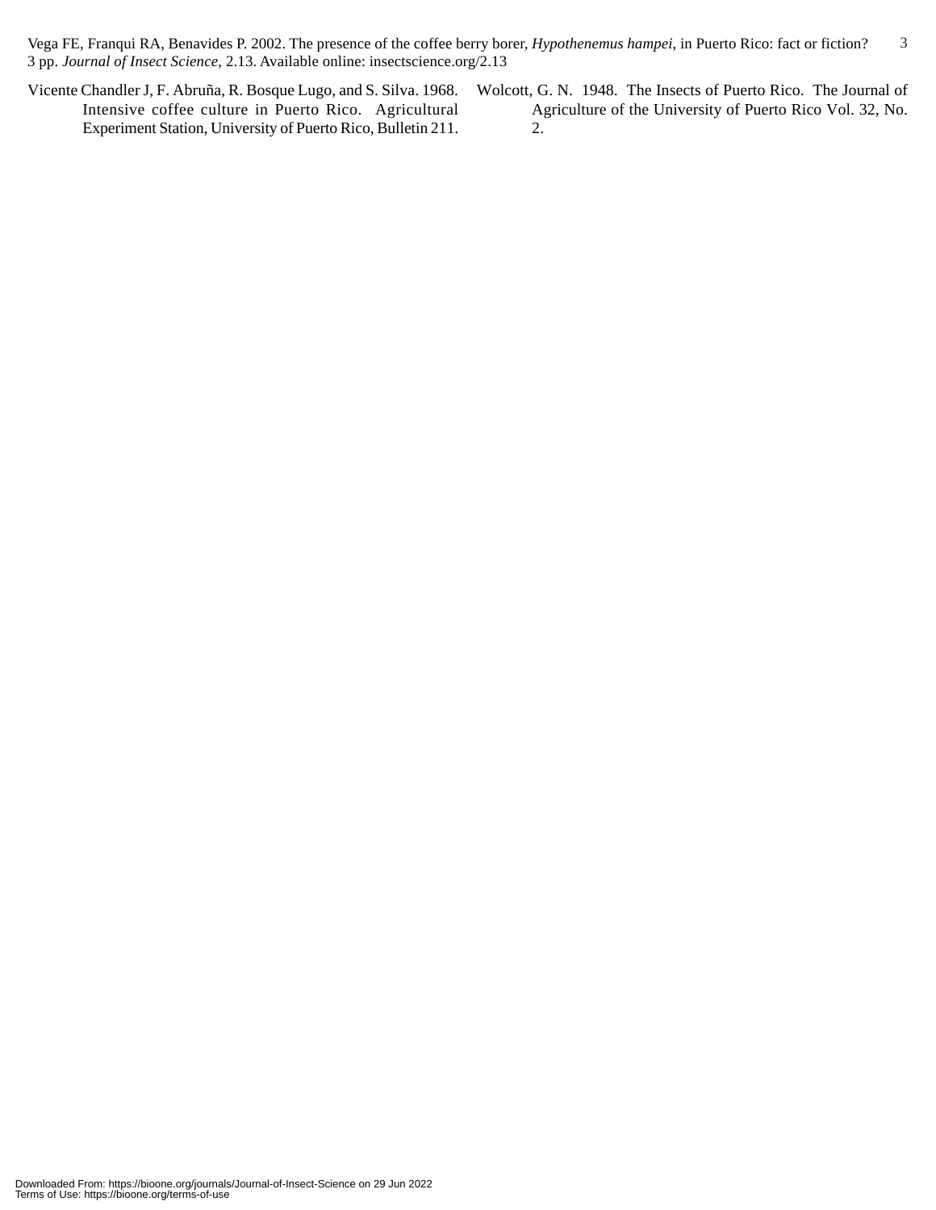Vicente Chandler J, F. Abruña, R. Bosque Lugo, and S. Silva. 1968. Intensive coffee culture in Puerto Rico. Agricultural Experiment Station, University of Puerto Rico, Bulletin 211.

Wolcott, G. N. 1948. The Insects of Puerto Rico. The Journal of Agriculture of the University of Puerto Rico Vol. 32, No. 2.